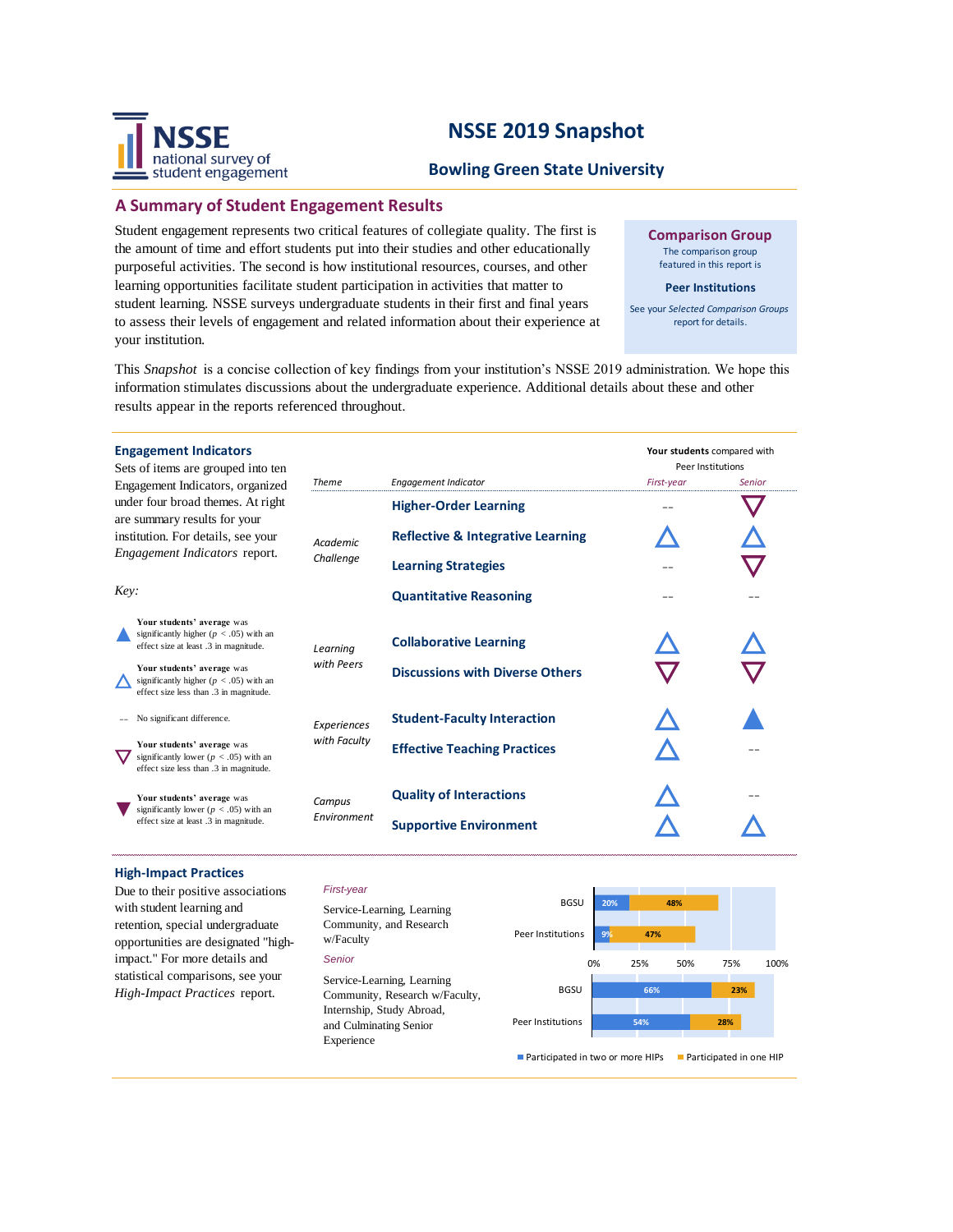# NSSE 2019 Snapshot

## Bowling Green State University

NSSE national survey of student engagement

## A Summary of Student Engagement Results

Student engagement represents two critical features of collegiate quality. The first is the amount of time and effort students put into their studies and other educationally purposeful activities. The second is how institutional resources, courses, and other learning opportunities facilitate student participation in activities that matter to student learning. NSSE surveys undergraduate students in their first and final years to assess their levels of engagement and related information about their experience at your institution.

**Comparison Group**

The comparison group featured in this report is

**Peer Institutions**

See your *Selected Comparison Groups* report for details.

This *Snapshot* is a concise collection of key findings from your institution's NSSE 2019 administration. We hope this information stimulates discussions about the undergraduate experience. Additional details about these and other results appear in the reports referenced throughout.

### Engagement Indicators

Sets of items are grouped into ten Engagement Indicators, organized under four broad themes. At right are summary results for your institution. For details, see your *Engagement Indicators* report.

*Key:*

- ▲ **Your students' average** was significantly higher ($p < .05$) with an effect size at least .3 in magnitude.
- △ **Your students' average** was significantly higher ($p < .05$) with an effect size less than .3 in magnitude.
- -- No significant difference.
- ▽ **Your students' average** was significantly lower ($p < .05$) with an effect size less than .3 in magnitude.
- ▼ **Your students' average** was significantly lower ($p < .05$) with an effect size at least .3 in magnitude.

**Your students** compared with Peer Institutions

| *Theme* | *Engagement Indicator* | *First-year* | *Senior* |
|---|---|---|---|
| *Academic Challenge* | **Higher-Order Learning** | -- | ▽ |
| | **Reflective & Integrative Learning** | △ | △ |
| | **Learning Strategies** | -- | ▽ |
| | **Quantitative Reasoning** | -- | -- |
| *Learning with Peers* | **Collaborative Learning** | △ | △ |
| | **Discussions with Diverse Others** | ▽ | ▽ |
| *Experiences with Faculty* | **Student-Faculty Interaction** | △ | ▲ |
| | **Effective Teaching Practices** | △ | -- |
| *Campus Environment* | **Quality of Interactions** | △ | -- |
| | **Supportive Environment** | △ | △ |

### High-Impact Practices

Due to their positive associations with student learning and retention, special undergraduate opportunities are designated "high-impact." For more details and statistical comparisons, see your *High-Impact Practices* report.

*First-year*

Service-Learning, Learning Community, and Research w/Faculty

*Senior*

Service-Learning, Learning Community, Research w/Faculty, Internship, Study Abroad, and Culminating Senior Experience

| | Group | Participated in two or more HIPs | Participated in one HIP |
|---|---|---|---|
| First-year | BGSU | 20% | 48% |
| | Peer Institutions | 9% | 47% |
| Senior | BGSU | 66% | 23% |
| | Peer Institutions | 54% | 28% |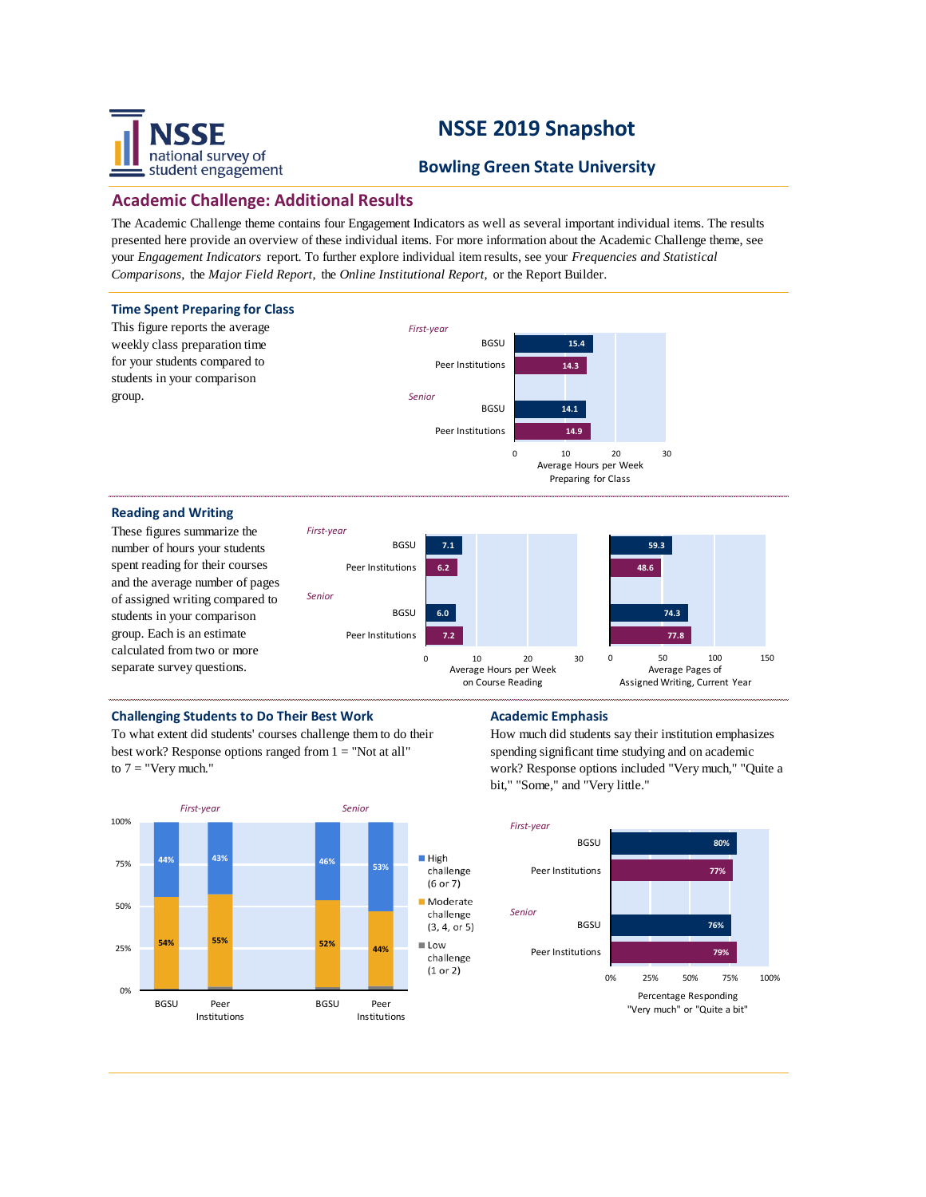# NSSE 2019 Snapshot

## Bowling Green State University

## Academic Challenge: Additional Results

The Academic Challenge theme contains four Engagement Indicators as well as several important individual items. The results presented here provide an overview of these individual items. For more information about the Academic Challenge theme, see your *Engagement Indicators* report. To further explore individual item results, see your *Frequencies and Statistical Comparisons,* the *Major Field Report,* the *Online Institutional Report,* or the Report Builder.

### Time Spent Preparing for Class

This figure reports the average weekly class preparation time for your students compared to students in your comparison group.

| | | Average Hours per Week Preparing for Class |
|---|---|---|
| *First-year* | BGSU | 15.4 |
| | Peer Institutions | 14.3 |
| *Senior* | BGSU | 14.1 |
| | Peer Institutions | 14.9 |

### Reading and Writing

These figures summarize the number of hours your students spent reading for their courses and the average number of pages of assigned writing compared to students in your comparison group. Each is an estimate calculated from two or more separate survey questions.

| | | Average Hours per Week on Course Reading | Average Pages of Assigned Writing, Current Year |
|---|---|---|---|
| *First-year* | BGSU | 7.1 | 59.3 |
| | Peer Institutions | 6.2 | 48.6 |
| *Senior* | BGSU | 6.0 | 74.3 |
| | Peer Institutions | 7.2 | 77.8 |

### Challenging Students to Do Their Best Work

To what extent did students' courses challenge them to do their best work? Response options ranged from 1 = "Not at all" to 7 = "Very much."

| | | High challenge (6 or 7) | Moderate challenge (3, 4, or 5) |
|---|---|---|---|
| *First-year* | BGSU | 44% | 54% |
| | Peer Institutions | 43% | 55% |
| *Senior* | BGSU | 46% | 52% |
| | Peer Institutions | 53% | 44% |

Low challenge (1 or 2)

### Academic Emphasis

How much did students say their institution emphasizes spending significant time studying and on academic work? Response options included "Very much," "Quite a bit," "Some," and "Very little."

| | | Percentage Responding "Very much" or "Quite a bit" |
|---|---|---|
| *First-year* | BGSU | 80% |
| | Peer Institutions | 77% |
| *Senior* | BGSU | 76% |
| | Peer Institutions | 79% |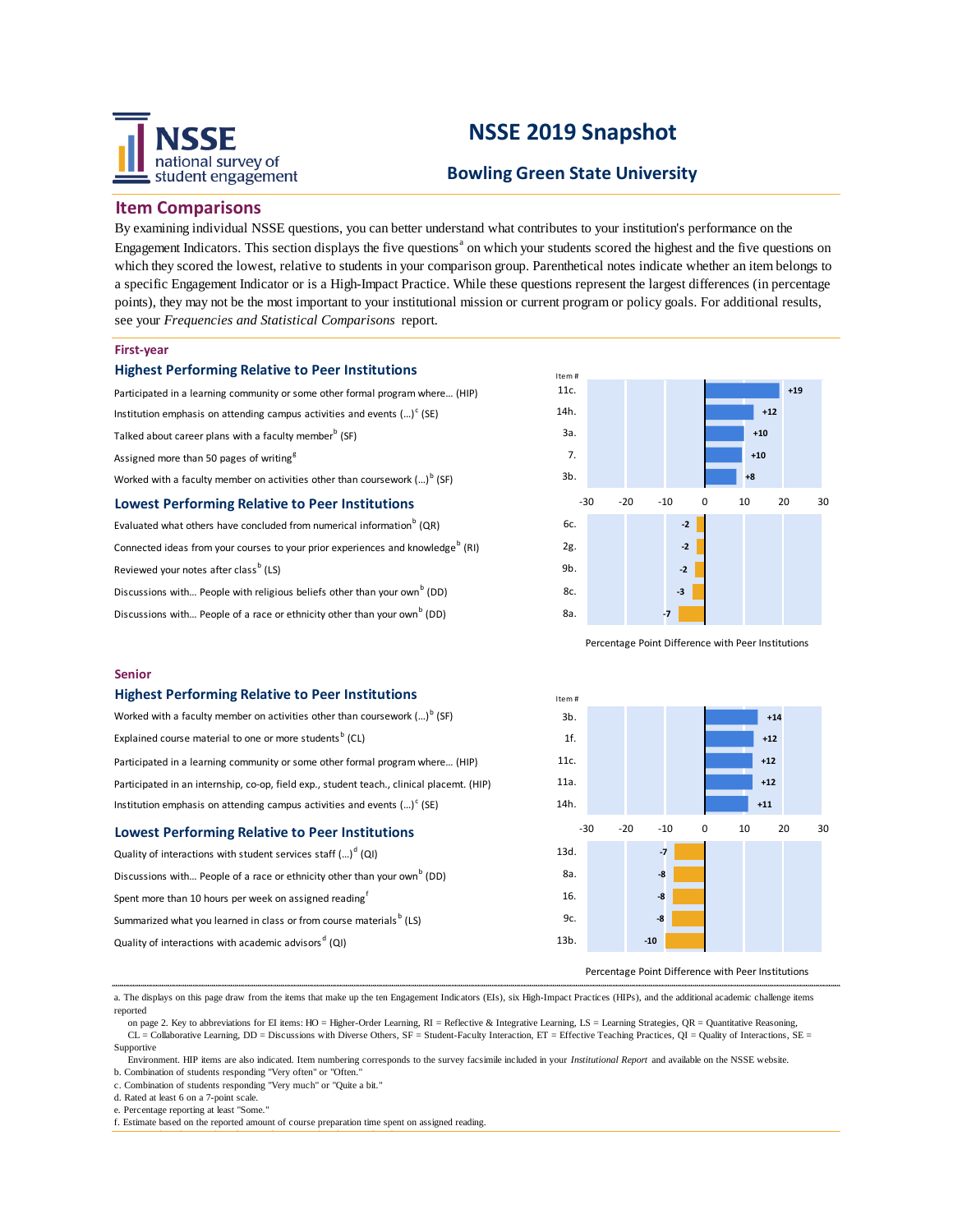# NSSE 2019 Snapshot

## Bowling Green State University

## Item Comparisons

By examining individual NSSE questions, you can better understand what contributes to your institution's performance on the Engagement Indicators. This section displays the five questions[a] on which your students scored the highest and the five questions on which they scored the lowest, relative to students in your comparison group. Parenthetical notes indicate whether an item belongs to a specific Engagement Indicator or is a High-Impact Practice. While these questions represent the largest differences (in percentage points), they may not be the most important to your institutional mission or current program or policy goals. For additional results, see your *Frequencies and Statistical Comparisons* report.

### First-year

#### Highest Performing Relative to Peer Institutions

| Item | Item # | Percentage Point Difference with Peer Institutions |
|---|---|---|
| Participated in a learning community or some other formal program where… (HIP) | 11c. | +19 |
| Institution emphasis on attending campus activities and events (…)[c] (SE) | 14h. | +12 |
| Talked about career plans with a faculty member[b] (SF) | 3a. | +10 |
| Assigned more than 50 pages of writing[g] | 7. | +10 |
| Worked with a faculty member on activities other than coursework (…)[b] (SF) | 3b. | +8 |

#### Lowest Performing Relative to Peer Institutions

| Item | Item # | Percentage Point Difference with Peer Institutions |
|---|---|---|
| Evaluated what others have concluded from numerical information[b] (QR) | 6c. | -2 |
| Connected ideas from your courses to your prior experiences and knowledge[b] (RI) | 2g. | -2 |
| Reviewed your notes after class[b] (LS) | 9b. | -2 |
| Discussions with… People with religious beliefs other than your own[b] (DD) | 8c. | -3 |
| Discussions with… People of a race or ethnicity other than your own[b] (DD) | 8a. | -7 |

### Senior

#### Highest Performing Relative to Peer Institutions

| Item | Item # | Percentage Point Difference with Peer Institutions |
|---|---|---|
| Worked with a faculty member on activities other than coursework (…)[b] (SF) | 3b. | +14 |
| Explained course material to one or more students[b] (CL) | 1f. | +12 |
| Participated in a learning community or some other formal program where… (HIP) | 11c. | +12 |
| Participated in an internship, co-op, field exp., student teach., clinical placemt. (HIP) | 11a. | +12 |
| Institution emphasis on attending campus activities and events (…)[c] (SE) | 14h. | +11 |

#### Lowest Performing Relative to Peer Institutions

| Item | Item # | Percentage Point Difference with Peer Institutions |
|---|---|---|
| Quality of interactions with student services staff (…)[d] (QI) | 13d. | -7 |
| Discussions with… People of a race or ethnicity other than your own[b] (DD) | 8a. | -8 |
| Spent more than 10 hours per week on assigned reading[f] | 16. | -8 |
| Summarized what you learned in class or from course materials[b] (LS) | 9c. | -8 |
| Quality of interactions with academic advisors[d] (QI) | 13b. | -10 |

---

a. The displays on this page draw from the items that make up the ten Engagement Indicators (EIs), six High-Impact Practices (HIPs), and the additional academic challenge items reported on page 2. Key to abbreviations for EI items: HO = Higher-Order Learning, RI = Reflective & Integrative Learning, LS = Learning Strategies, QR = Quantitative Reasoning, CL = Collaborative Learning, DD = Discussions with Diverse Others, SF = Student-Faculty Interaction, ET = Effective Teaching Practices, QI = Quality of Interactions, SE = Supportive Environment. HIP items are also indicated. Item numbering corresponds to the survey facsimile included in your *Institutional Report* and available on the NSSE website.
b. Combination of students responding "Very often" or "Often."
c. Combination of students responding "Very much" or "Quite a bit."
d. Rated at least 6 on a 7-point scale.
e. Percentage reporting at least "Some."
f. Estimate based on the reported amount of course preparation time spent on assigned reading.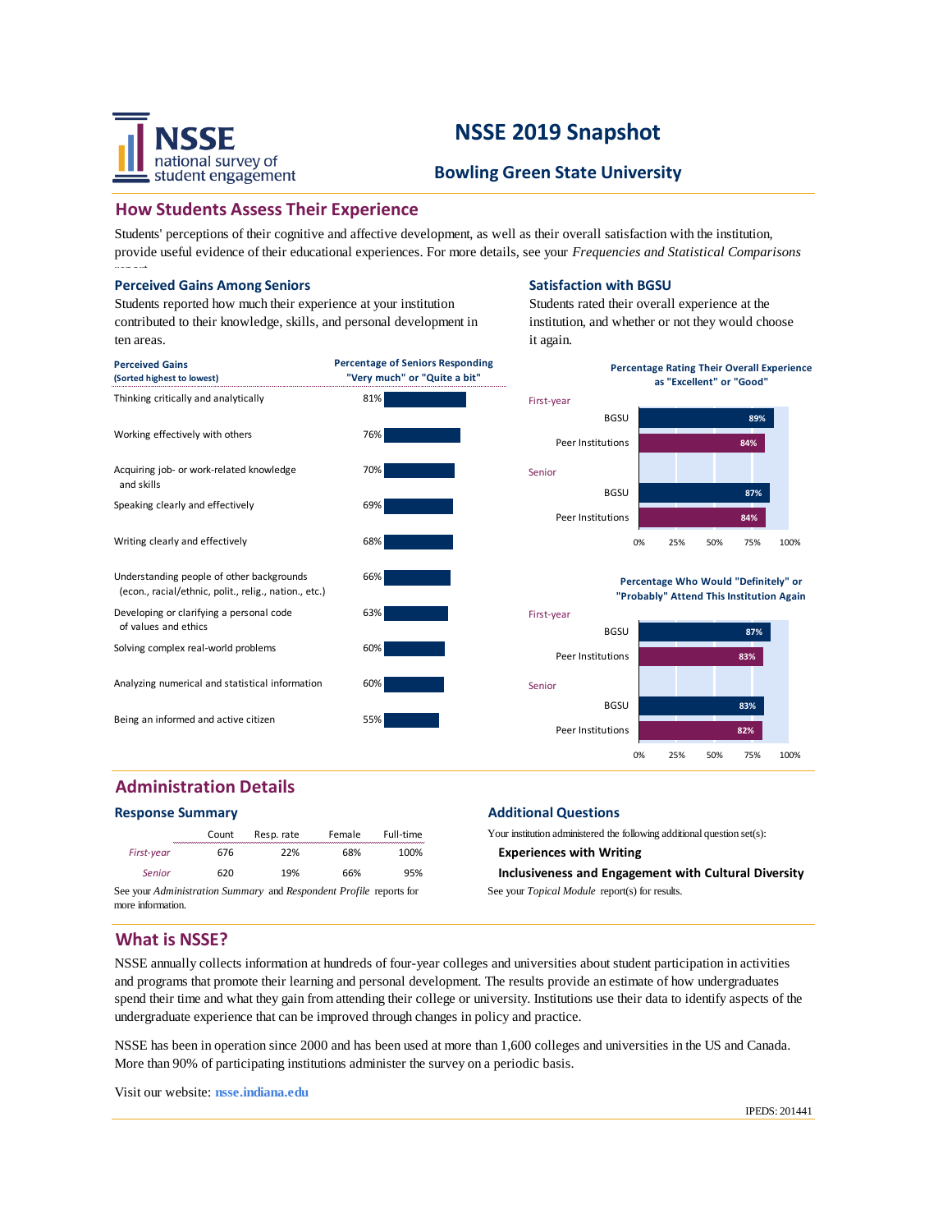# NSSE 2019 Snapshot

## Bowling Green State University

## How Students Assess Their Experience

Students' perceptions of their cognitive and affective development, as well as their overall satisfaction with the institution, provide useful evidence of their educational experiences. For more details, see your *Frequencies and Statistical Comparisons* report.

### Perceived Gains Among Seniors

Students reported how much their experience at your institution contributed to their knowledge, skills, and personal development in ten areas.

**Perceived Gains** (Sorted highest to lowest)

**Percentage of Seniors Responding "Very much" or "Quite a bit"**

Thinking critically and analytically 81%

Working effectively with others 76%

Acquiring job- or work-related knowledge and skills 70%

Speaking clearly and effectively 69%

Writing clearly and effectively 68%

Understanding people of other backgrounds (econ., racial/ethnic, polit., relig., nation., etc.) 66%

Developing or clarifying a personal code of values and ethics 63%

Solving complex real-world problems 60%

Analyzing numerical and statistical information 60%

Being an informed and active citizen 55%

### Satisfaction with BGSU

Students rated their overall experience at the institution, and whether or not they would choose it again.

**Percentage Rating Their Overall Experience as "Excellent" or "Good"**

First-year

BGSU 89%

Peer Institutions 84%

Senior

BGSU 87%

Peer Institutions 84%

0% 25% 50% 75% 100%

**Percentage Who Would "Definitely" or "Probably" Attend This Institution Again**

First-year

BGSU 87%

Peer Institutions 83%

Senior

BGSU 83%

Peer Institutions 82%

0% 25% 50% 75% 100%

## Administration Details

### Response Summary

| | Count | Resp. rate | Female | Full-time |
|---|---|---|---|---|
| *First-year* | 676 | 22% | 68% | 100% |
| *Senior* | 620 | 19% | 66% | 95% |

See your *Administration Summary* and *Respondent Profile* reports for more information.

### Additional Questions

Your institution administered the following additional question set(s):

**Experiences with Writing**

**Inclusiveness and Engagement with Cultural Diversity**

See your *Topical Module* report(s) for results.

## What is NSSE?

NSSE annually collects information at hundreds of four-year colleges and universities about student participation in activities and programs that promote their learning and personal development. The results provide an estimate of how undergraduates spend their time and what they gain from attending their college or university. Institutions use their data to identify aspects of the undergraduate experience that can be improved through changes in policy and practice.

NSSE has been in operation since 2000 and has been used at more than 1,600 colleges and universities in the US and Canada. More than 90% of participating institutions administer the survey on a periodic basis.

Visit our website: **nsse.indiana.edu**

IPEDS: 201441